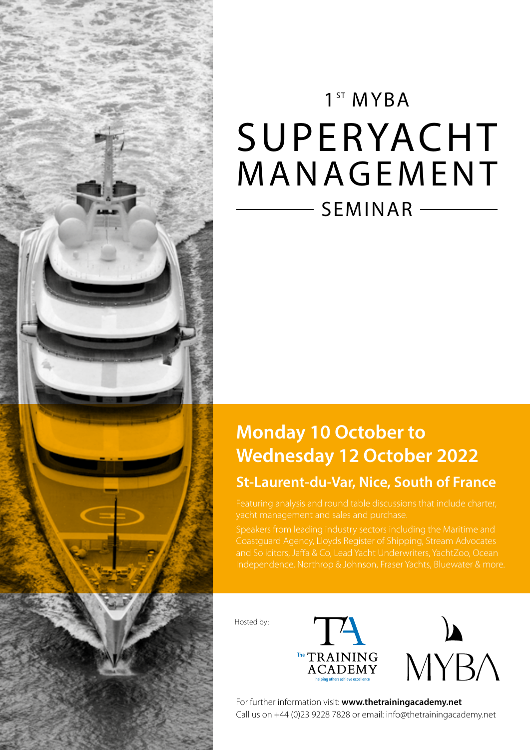# 1[ST] MYBA SUPERYACHT MANAGEMENT SEMINAR

## Monday 10 October to Wednesday 12 October 2022

### St-Laurent-du-Var, Nice, South of France

Featuring analysis and round table discussions that include charter, yacht management and sales and purchase.

Speakers from leading industry sectors including the Maritime and Coastguard Agency, Lloyds Register of Shipping, Stream Advocates and Solicitors, Jaffa & Co, Lead Yacht Underwriters, YachtZoo, Ocean Independence, Northrop & Johnson, Fraser Yachts, Bluewater & more.

Hosted by:

The TRAINING ACADEMY – helping others achieve excellence

MYBA

For further information visit: **www.thetrainingacademy.net**
Call us on +44 (0)23 9228 7828 or email: info@thetrainingacademy.net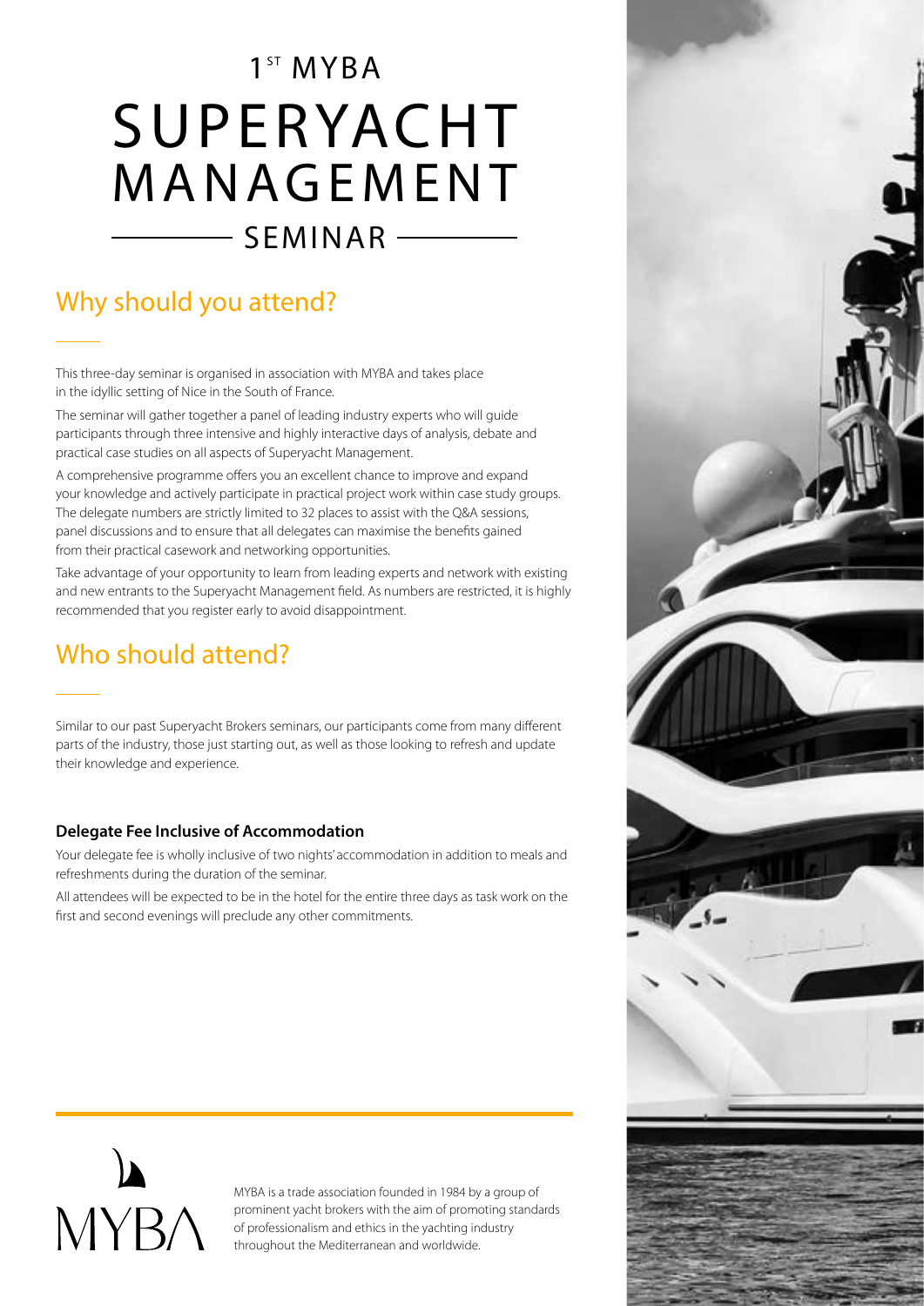# 1[ST] MYBA SUPERYACHT MANAGEMENT SEMINAR

## Why should you attend?

This three-day seminar is organised in association with MYBA and takes place in the idyllic setting of Nice in the South of France.

The seminar will gather together a panel of leading industry experts who will guide participants through three intensive and highly interactive days of analysis, debate and practical case studies on all aspects of Superyacht Management.

A comprehensive programme offers you an excellent chance to improve and expand your knowledge and actively participate in practical project work within case study groups. The delegate numbers are strictly limited to 32 places to assist with the Q&A sessions, panel discussions and to ensure that all delegates can maximise the benefits gained from their practical casework and networking opportunities.

Take advantage of your opportunity to learn from leading experts and network with existing and new entrants to the Superyacht Management field. As numbers are restricted, it is highly recommended that you register early to avoid disappointment.

## Who should attend?

Similar to our past Superyacht Brokers seminars, our participants come from many different parts of the industry, those just starting out, as well as those looking to refresh and update their knowledge and experience.

### Delegate Fee Inclusive of Accommodation

Your delegate fee is wholly inclusive of two nights' accommodation in addition to meals and refreshments during the duration of the seminar.

All attendees will be expected to be in the hotel for the entire three days as task work on the first and second evenings will preclude any other commitments.

MYBA

MYBA is a trade association founded in 1984 by a group of prominent yacht brokers with the aim of promoting standards of professionalism and ethics in the yachting industry throughout the Mediterranean and worldwide.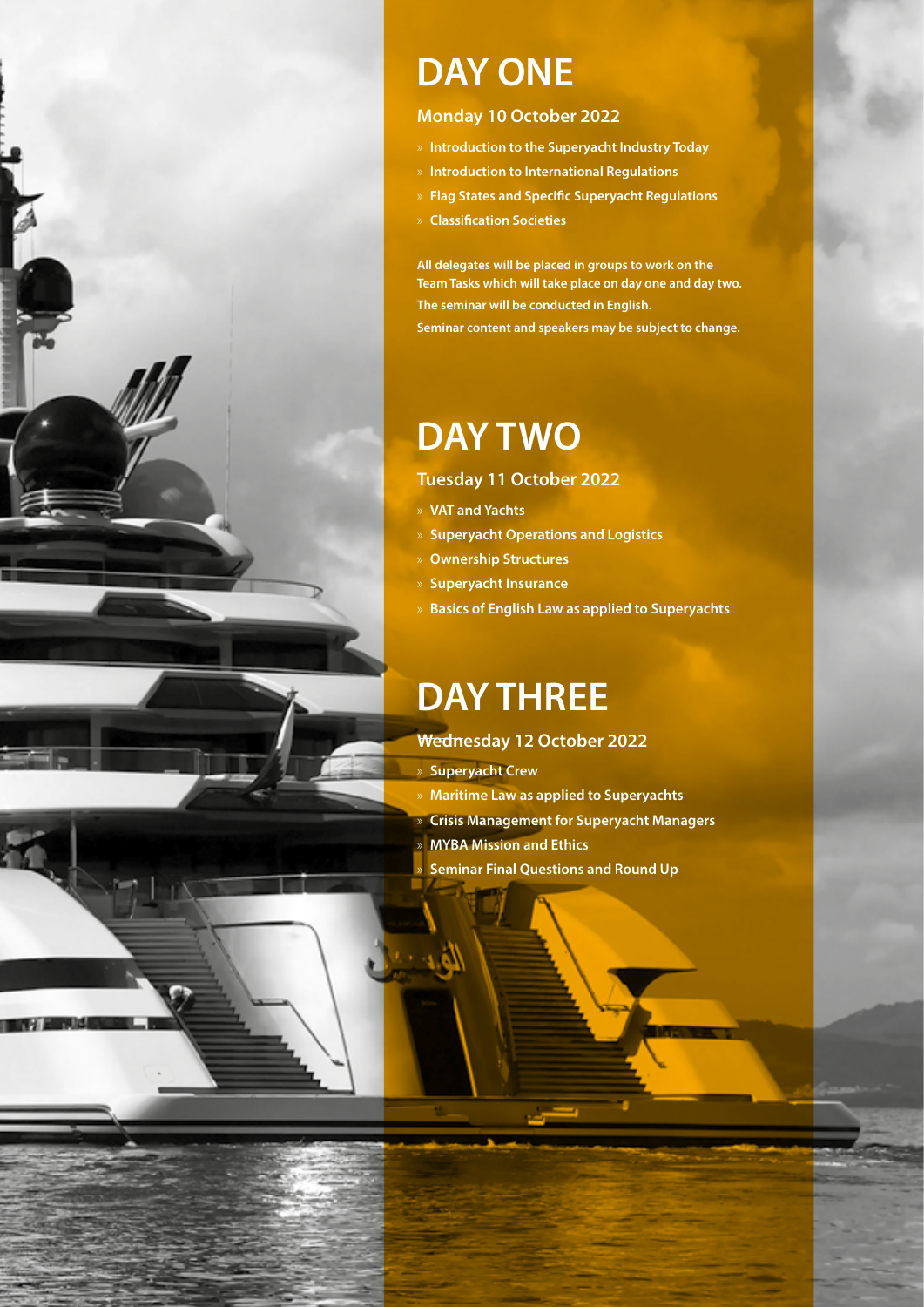# DAY ONE

### Monday 10 October 2022

- Introduction to the Superyacht Industry Today
- Introduction to International Regulations
- Flag States and Specific Superyacht Regulations
- Classification Societies

All delegates will be placed in groups to work on the Team Tasks which will take place on day one and day two.
The seminar will be conducted in English.
Seminar content and speakers may be subject to change.

# DAY TWO

### Tuesday 11 October 2022

- VAT and Yachts
- Superyacht Operations and Logistics
- Ownership Structures
- Superyacht Insurance
- Basics of English Law as applied to Superyachts

# DAY THREE

### Wednesday 12 October 2022

- Superyacht Crew
- Maritime Law as applied to Superyachts
- Crisis Management for Superyacht Managers
- MYBA Mission and Ethics
- Seminar Final Questions and Round Up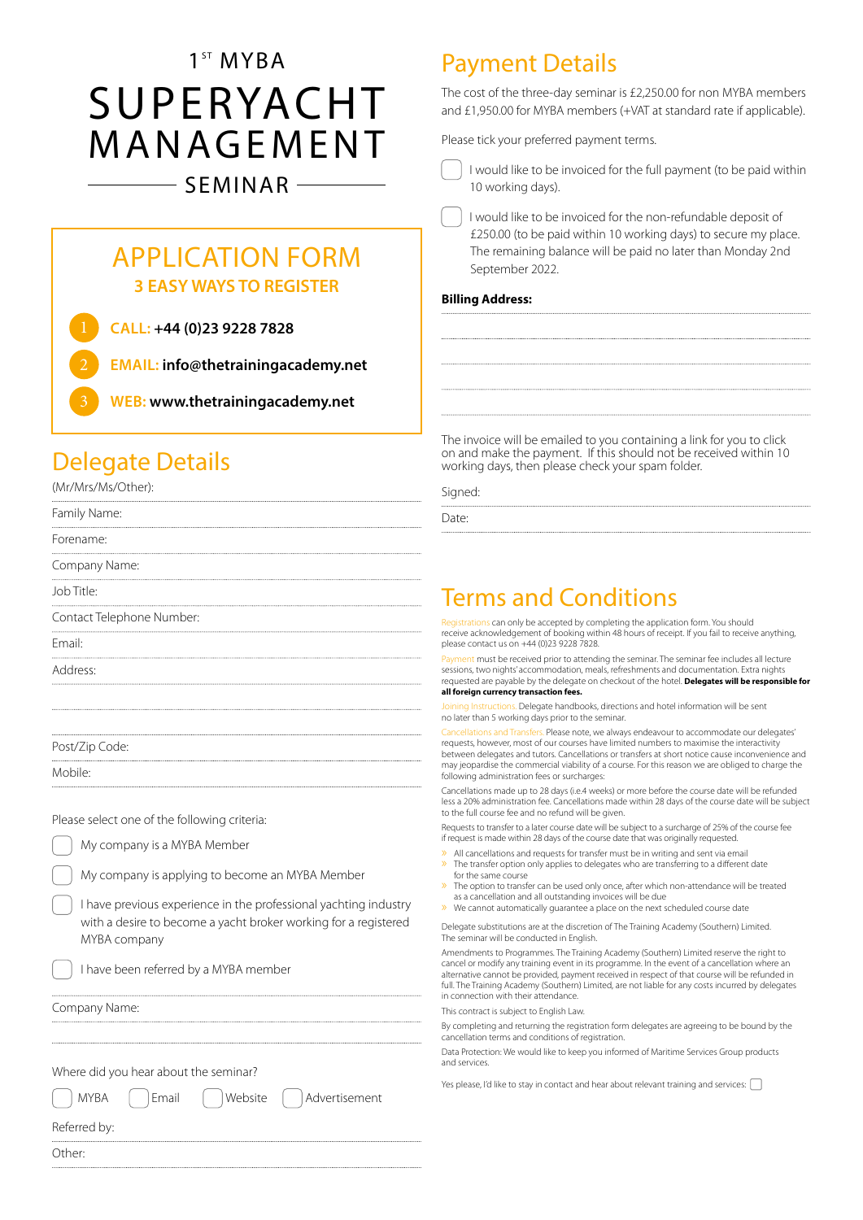# 1ST MYBA SUPERYACHT MANAGEMENT SEMINAR

## APPLICATION FORM

### 3 EASY WAYS TO REGISTER

1. **CALL:** +44 (0)23 9228 7828
2. **EMAIL:** info@thetrainingacademy.net
3. **WEB:** www.thetrainingacademy.net

## Delegate Details

(Mr/Mrs/Ms/Other):

Family Name:

Forename:

Company Name:

Job Title:

Contact Telephone Number:

Email:

Address:

Post/Zip Code:

Mobile:

Please select one of the following criteria:

- ☐ My company is a MYBA Member
- ☐ My company is applying to become an MYBA Member
- ☐ I have previous experience in the professional yachting industry with a desire to become a yacht broker working for a registered MYBA company
- ☐ I have been referred by a MYBA member

Company Name:

Where did you hear about the seminar?

☐ MYBA ☐ Email ☐ Website ☐ Advertisement

Referred by:

Other:

## Payment Details

The cost of the three-day seminar is £2,250.00 for non MYBA members and £1,950.00 for MYBA members (+VAT at standard rate if applicable).

Please tick your preferred payment terms.

- ☐ I would like to be invoiced for the full payment (to be paid within 10 working days).
- ☐ I would like to be invoiced for the non-refundable deposit of £250.00 (to be paid within 10 working days) to secure my place. The remaining balance will be paid no later than Monday 2nd September 2022.

**Billing Address:**

The invoice will be emailed to you containing a link for you to click on and make the payment. If this should not be received within 10 working days, then please check your spam folder.

Signed:

Date:

## Terms and Conditions

Registrations can only be accepted by completing the application form. You should receive acknowledgement of booking within 48 hours of receipt. If you fail to receive anything, please contact us on +44 (0)23 9228 7828.

Payment must be received prior to attending the seminar. The seminar fee includes all lecture sessions, two nights' accommodation, meals, refreshments and documentation. Extra nights requested are payable by the delegate on checkout of the hotel. **Delegates will be responsible for all foreign currency transaction fees.**

Joining Instructions. Delegate handbooks, directions and hotel information will be sent no later than 5 working days prior to the seminar.

Cancellations and Transfers. Please note, we always endeavour to accommodate our delegates' requests, however, most of our courses have limited numbers to maximise the interactivity between delegates and tutors. Cancellations or transfers at short notice cause inconvenience and may jeopardise the commercial viability of a course. For this reason we are obliged to charge the following administration fees or surcharges:

Cancellations made up to 28 days (i.e.4 weeks) or more before the course date will be refunded less a 20% administration fee. Cancellations made within 28 days of the course date will be subject to the full course fee and no refund will be given.

Requests to transfer to a later course date will be subject to a surcharge of 25% of the course fee if request is made within 28 days of the course date that was originally requested.

- All cancellations and requests for transfer must be in writing and sent via email
- The transfer option only applies to delegates who are transferring to a different date for the same course
- The option to transfer can be used only once, after which non-attendance will be treated as a cancellation and all outstanding invoices will be due
- We cannot automatically guarantee a place on the next scheduled course date

Delegate substitutions are at the discretion of The Training Academy (Southern) Limited. The seminar will be conducted in English.

Amendments to Programmes. The Training Academy (Southern) Limited reserve the right to cancel or modify any training event in its programme. In the event of a cancellation where an alternative cannot be provided, payment received in respect of that course will be refunded in full. The Training Academy (Southern) Limited, are not liable for any costs incurred by delegates in connection with their attendance.

This contract is subject to English Law.

By completing and returning the registration form delegates are agreeing to be bound by the cancellation terms and conditions of registration.

Data Protection: We would like to keep you informed of Maritime Services Group products and services.

Yes please, I'd like to stay in contact and hear about relevant training and services: ☐